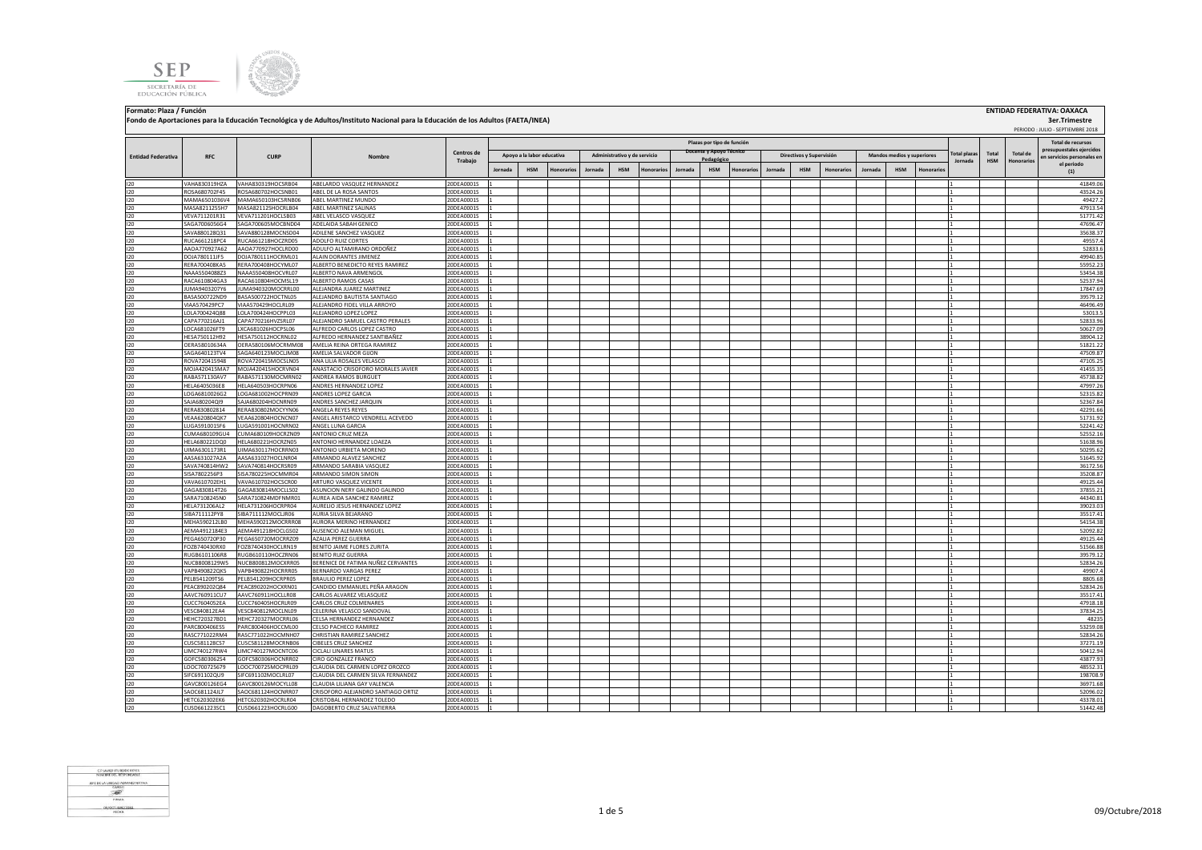**Formato: Plaza / Función**

**Fondo de Aportaciones para la Educación Tecnológica y de Adultos/Instituto Nacional para la Educación de los Adultos (FAETA/INEA)**

**ENTIDAD FEDERATIVA: OAXACA**

**3er.Trimestre**

PERIODO : JULIO - SEPTIEMBRE 2018

| Entidad Federativa | RFC | CURP | Nombre | Centros de Trabajo | Plazas por tipo de función | | | | | | | | | | | | | | | Total plazas Jornada | Total HSM | Total de Honorarios | Total de recursos presupuestales ejercidos en servicios personales en el periodo (1) |
|---|---|---|---|---|---|---|---|---|---|---|---|---|---|---|---|---|---|---|---|---|---|---|---|
| | | | | | Apoyo a la labor educativa | | | Administrativo y de servicio | | | Docente y Apoyo Técnico Pedagógico | | | Directivos y Supervisión | | | Mandos medios y superiores | | | | | | |
| | | | | | Jornada | HSM | Honorarios | Jornada | HSM | Honorarios | Jornada | HSM | Honorarios | Jornada | HSM | Honorarios | Jornada | HSM | Honorarios | | | | |
| I20 | VAHA830319HZA | VAHA830319HOCSRB04 | ABELARDO VASQUEZ HERNANDEZ | 20DEA0001S | 1 | | | | | | | | | | | | | | | 1 | | | 41849.06 |
| I20 | ROSA680702F45 | ROSA680702HOCSNB01 | ABEL DE LA ROSA SANTOS | 20DEA0001S | 1 | | | | | | | | | | | | | | | 1 | | | 43524.26 |
| I20 | MAMA6501036V4 | MAMA650103HCSRNB06 | ABEL MARTINEZ MUNDO | 20DEA0001S | 1 | | | | | | | | | | | | | | | 1 | | | 49427.2 |
| I20 | MASA8211255H7 | MASA821125HOCRLB04 | ABEL MARTINEZ SALINAS | 20DEA0001S | 1 | | | | | | | | | | | | | | | 1 | | | 47913.54 |
| I20 | VEVA711201R31 | VEVA711201HOCLSB03 | ABEL VELASCO VASQUEZ | 20DEA0001S | 1 | | | | | | | | | | | | | | | 1 | | | 51771.42 |
| I20 | SAGA7006056G4 | SAGA700605MOCBND04 | ADELAIDA SABAH GENICO | 20DEA0001S | 1 | | | | | | | | | | | | | | | 1 | | | 47696.47 |
| I20 | SAVA880128Q31 | SAVA880128MOCNSD04 | ADILENE SANCHEZ VASQUEZ | 20DEA0001S | 1 | | | | | | | | | | | | | | | 1 | | | 35638.37 |
| I20 | RUCA661218PC4 | RUCA661218HOCZRD05 | ADOLFO RUIZ CORTES | 20DEA0001S | 1 | | | | | | | | | | | | | | | 1 | | | 49557.4 |
| I20 | AAOA770927A62 | AAOA770927HOCLRD00 | ADULFO ALTAMIRANO ORDOÑEZ | 20DEA0001S | 1 | | | | | | | | | | | | | | | 1 | | | 52833.6 |
| I20 | DOJA780111JF5 | DOJA780111HOCRML01 | ALAIN DORANTES JIMENEZ | 20DEA0001S | 1 | | | | | | | | | | | | | | | 1 | | | 49940.85 |
| I20 | RERA700408KA5 | RERA700408HOCYML07 | ALBERTO BENEDICTO REYES RAMIREZ | 20DEA0001S | 1 | | | | | | | | | | | | | | | 1 | | | 55952.23 |
| I20 | NAAA5504088Z3 | NAAA550408HOCVRL07 | ALBERTO NAVA ARMENGOL | 20DEA0001S | 1 | | | | | | | | | | | | | | | 1 | | | 53454.38 |
| I20 | RACA610804GA3 | RACA610804HOCMSL19 | ALBERTO RAMOS CASAS | 20DEA0001S | 1 | | | | | | | | | | | | | | | 1 | | | 52537.94 |
| I20 | JUMA9403207Y6 | JUMA940320MOCRRL00 | ALEJANDRA JUAREZ MARTINEZ | 20DEA0001S | 1 | | | | | | | | | | | | | | | 1 | | | 17847.69 |
| I20 | BASA500722ND9 | BASA500722HOCTNL05 | ALEJANDRO BAUTISTA SANTIAGO | 20DEA0001S | 1 | | | | | | | | | | | | | | | 1 | | | 39579.12 |
| I20 | VIAA570429PC7 | VIAA570429HOCLRL09 | ALEJANDRO FIDEL VILLA ARROYO | 20DEA0001S | 1 | | | | | | | | | | | | | | | 1 | | | 46496.49 |
| I20 | LOLA700424Q88 | LOLA700424HOCPPL03 | ALEJANDRO LOPEZ LOPEZ | 20DEA0001S | 1 | | | | | | | | | | | | | | | 1 | | | 53013.5 |
| I20 | CAPA770216AJ1 | CAPA770216HVZSRL07 | ALEJANDRO SAMUEL CASTRO PERALES | 20DEA0001S | 1 | | | | | | | | | | | | | | | 1 | | | 52833.96 |
| I20 | LOCA681026FT9 | LXCA681026HOCPSL06 | ALFREDO CARLOS LOPEZ CASTRO | 20DEA0001S | 1 | | | | | | | | | | | | | | | 1 | | | 50627.09 |
| I20 | HESA750112H92 | HESA750112HOCRNL02 | ALFREDO HERNANDEZ SANTIBAÑEZ | 20DEA0001S | 1 | | | | | | | | | | | | | | | 1 | | | 38904.12 |
| I20 | OERA58010634A | OERA580106MOCRMM08 | AMELIA REINA ORTEGA RAMIREZ | 20DEA0001S | 1 | | | | | | | | | | | | | | | 1 | | | 51821.22 |
| I20 | SAGA640123TV4 | SAGA640123MOCLJM08 | AMELIA SALVADOR GIJON | 20DEA0001S | 1 | | | | | | | | | | | | | | | 1 | | | 47509.87 |
| I20 | ROVA720415948 | ROVA720415MOCSLN05 | ANA LILIA ROSALES VELASCO | 20DEA0001S | 1 | | | | | | | | | | | | | | | 1 | | | 47105.25 |
| I20 | MOJA420415MA7 | MOJA420415HOCRVN04 | ANASTACIO CRISOFORO MORALES JAVIER | 20DEA0001S | 1 | | | | | | | | | | | | | | | 1 | | | 41455.35 |
| I20 | RABA571130AV7 | RABA571130MOCMRN02 | ANDREA RAMOS BURGUET | 20DEA0001S | 1 | | | | | | | | | | | | | | | 1 | | | 45738.82 |
| I20 | HELA6405036E8 | HELA640503HOCRPN06 | ANDRES HERNANDEZ LOPEZ | 20DEA0001S | 1 | | | | | | | | | | | | | | | 1 | | | 47997.26 |
| I20 | LOGA6810026G2 | LOGA681002HOCPRN09 | ANDRES LOPEZ GARCIA | 20DEA0001S | 1 | | | | | | | | | | | | | | | 1 | | | 52315.82 |
| I20 | SAJA680204QI9 | SAJA680204HOCNRN09 | ANDRES SANCHEZ JARQUIN | 20DEA0001S | 1 | | | | | | | | | | | | | | | 1 | | | 52367.84 |
| I20 | RERA830802814 | RERA830802MOCYYN06 | ANGELA REYES REYES | 20DEA0001S | 1 | | | | | | | | | | | | | | | 1 | | | 42291.66 |
| I20 | VEAA620804QK7 | VEAA620804HOCNCN07 | ANGEL ARISTARCO VENDRELL ACEVEDO | 20DEA0001S | 1 | | | | | | | | | | | | | | | 1 | | | 51731.92 |
| I20 | LUGA5910015F6 | LUGA591001HOCNRN02 | ANGEL LUNA GARCIA | 20DEA0001S | 1 | | | | | | | | | | | | | | | 1 | | | 52241.42 |
| I20 | CUMA680109GU4 | CUMA680109HOCRZN09 | ANTONIO CRUZ MEZA | 20DEA0001S | 1 | | | | | | | | | | | | | | | 1 | | | 52552.16 |
| I20 | HELA680221DQ0 | HELA680221HOCRZN05 | ANTONIO HERNANDEZ LOAEZA | 20DEA0001S | 1 | | | | | | | | | | | | | | | 1 | | | 51638.96 |
| I20 | UIMA630117381 | UIMA630117HOCRRN03 | ANTONIO URBIETA MORENO | 20DEA0001S | 1 | | | | | | | | | | | | | | | 1 | | | 50295.62 |
| I20 | AASA631027A2A | AASA631027HOCLNR04 | ARMANDO ALAVEZ SANCHEZ | 20DEA0001S | 1 | | | | | | | | | | | | | | | 1 | | | 51645.92 |
| I20 | SAVA740814HW2 | SAVA740814HOCRSR09 | ARMANDO SARABIA VASQUEZ | 20DEA0001S | 1 | | | | | | | | | | | | | | | 1 | | | 36172.56 |
| I20 | SISA7802256P3 | SISA780225HOCMMR04 | ARMANDO SIMON SIMON | 20DEA0001S | 1 | | | | | | | | | | | | | | | 1 | | | 35208.87 |
| I20 | VAVA610702EH1 | VAVA610702HOCSCR00 | ARTURO VASQUEZ VICENTE | 20DEA0001S | 1 | | | | | | | | | | | | | | | 1 | | | 49125.44 |
| I20 | GAGA830814T26 | GAGA830814MOCLLS02 | ASUNCION NERY GALINDO GALINDO | 20DEA0001S | 1 | | | | | | | | | | | | | | | 1 | | | 37855.21 |
| I20 | SARA7108245N0 | SARA710824MDFNMR01 | AUREA AIDA SANCHEZ RAMIREZ | 20DEA0001S | 1 | | | | | | | | | | | | | | | 1 | | | 44340.81 |
| I20 | HELA731206AL2 | HELA731206HOCRPR04 | AURELIO JESUS HERNANDEZ LOPEZ | 20DEA0001S | 1 | | | | | | | | | | | | | | | 1 | | | 39023.03 |
| I20 | SIBA711112PY8 | SIBA711112MOCLJR06 | AURIA SILVA BEJARANO | 20DEA0001S | 1 | | | | | | | | | | | | | | | 1 | | | 35517.41 |
| I20 | MEHA590212LB0 | MEHA590212MOCRRR08 | AURORA MERINO HERNANDEZ | 20DEA0001S | 1 | | | | | | | | | | | | | | | 1 | | | 54154.38 |
| I20 | AEMA4912184E3 | AEMA491218HOCLGS02 | AUSENCIO ALEMAN MIGUEL | 20DEA0001S | 1 | | | | | | | | | | | | | | | 1 | | | 52092.82 |
| I20 | PEGA650720P30 | PEGA650720MOCRRZ09 | AZALIA PEREZ GUERRA | 20DEA0001S | 1 | | | | | | | | | | | | | | | 1 | | | 49125.44 |
| I20 | FOZB740430RX0 | FOZB740430HOCLRN19 | BENITO JAIME FLORES ZURITA | 20DEA0001S | 1 | | | | | | | | | | | | | | | 1 | | | 51566.88 |
| I20 | RUGB6101106R8 | RUGB610110HOCZRN06 | BENITO RUIZ GUERRA | 20DEA0001S | 1 | | | | | | | | | | | | | | | 1 | | | 39579.12 |
| I20 | NUCB8008129W5 | NUCB800812MOCXRR05 | BERENICE DE FATIMA NUÑEZ CERVANTES | 20DEA0001S | 1 | | | | | | | | | | | | | | | 1 | | | 52834.26 |
| I20 | VAPB490822QK5 | VAPB490822HOCRRR05 | BERNARDO VARGAS PEREZ | 20DEA0001S | 1 | | | | | | | | | | | | | | | 1 | | | 49907.4 |
| I20 | PELB541209TS6 | PELB541209HOCRPR05 | BRAULIO PEREZ LOPEZ | 20DEA0001S | 1 | | | | | | | | | | | | | | | 1 | | | 8805.68 |
| I20 | PEAC890202Q84 | PEAC890202HOCXRN01 | CANDIDO EMMANUEL PEÑA ARAGON | 20DEA0001S | 1 | | | | | | | | | | | | | | | 1 | | | 52834.26 |
| I20 | AAVC760911CU7 | AAVC760911HOCLLR08 | CARLOS ALVAREZ VELASQUEZ | 20DEA0001S | 1 | | | | | | | | | | | | | | | 1 | | | 35517.41 |
| I20 | CUCC7604052EA | CUCC760405HOCRLR09 | CARLOS CRUZ COLMENARES | 20DEA0001S | 1 | | | | | | | | | | | | | | | 1 | | | 47918.18 |
| I20 | VESC840812EA4 | VESC840812MOCLND09 | CELERINA VELASCO SANDOVAL | 20DEA0001S | 1 | | | | | | | | | | | | | | | 1 | | | 37834.25 |
| I20 | HEHC720327BD1 | HEHC720327MOCRRL06 | CELSA HERNANDEZ HERNANDEZ | 20DEA0001S | 1 | | | | | | | | | | | | | | | 1 | | | 48235 |
| I20 | PARC800406ES5 | PARC800406HOCCML00 | CELSO PACHECO RAMIREZ | 20DEA0001S | 1 | | | | | | | | | | | | | | | 1 | | | 53259.08 |
| I20 | RASC771022RM4 | RASC771022HOCMNH07 | CHRISTIAN RAMIREZ SANCHEZ | 20DEA0001S | 1 | | | | | | | | | | | | | | | 1 | | | 52834.26 |
| I20 | CUSC581128CS7 | CUSC581128MOCRNB06 | CIBELES CRUZ SANCHEZ | 20DEA0001S | 1 | | | | | | | | | | | | | | | 1 | | | 37271.19 |
| I20 | LIMC740127RW4 | LIMC740127MOCNTC06 | CICLALI LINARES MATUS | 20DEA0001S | 1 | | | | | | | | | | | | | | | 1 | | | 50412.94 |
| I20 | GOFC5803062S4 | GOFC580306HOCNRR02 | CIRO GONZALEZ FRANCO | 20DEA0001S | 1 | | | | | | | | | | | | | | | 1 | | | 43877.93 |
| I20 | LOOC700725679 | LOOC700725MOCPRL09 | CLAUDIA DEL CARMEN LOPEZ OROZCO | 20DEA0001S | 1 | | | | | | | | | | | | | | | 1 | | | 48552.31 |
| I20 | SIFC691102QU9 | SIFC691102MOCLRL07 | CLAUDIA DEL CARMEN SILVA FERNANDEZ | 20DEA0001S | 1 | | | | | | | | | | | | | | | 1 | | | 198708.9 |
| I20 | GAVC800126EG4 | GAVC800126MOCYLL08 | CLAUDIA LILIANA GAY VALENCIA | 20DEA0001S | 1 | | | | | | | | | | | | | | | 1 | | | 36971.68 |
| I20 | SAOC681124JL7 | SAOC681124HOCNRR07 | CRISOFORO ALEJANDRO SANTIAGO ORTIZ | 20DEA0001S | 1 | | | | | | | | | | | | | | | 1 | | | 52096.02 |
| I20 | HETC620302EK6 | HETC620302HOCRLR04 | CRISTOBAL HERNANDEZ TOLEDO | 20DEA0001S | 1 | | | | | | | | | | | | | | | 1 | | | 43378.01 |
| I20 | CUSD661223SC1 | CUSD661223HOCRLG00 | DAGOBERTO CRUZ SALVATIERRA | 20DEA0001S | 1 | | | | | | | | | | | | | | | 1 | | | 51442.48 |

09/Octubre/2018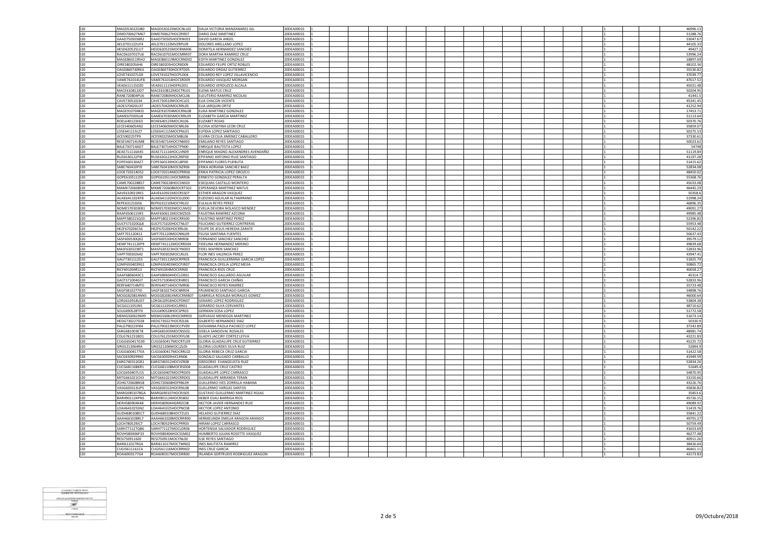| | | | | | | | | | | | | | | | | |
|---|---|---|---|---|---|---|---|---|---|---|---|---|---|---|---|---|
| I20 | MAGD530225JB0 | MAGD530225MOCNLL02 | DALIA VICTORIA MANZANARES GIL | 20DEA0001S | 1 | | | | | | | | | | 1 | 46996.13 |
| I20 | DIMD700627M67 | DIMD700627HOCZRR07 | DARIO DIAZ MARTINEZ | 20DEA0001S | 1 | | | | | | | | | | 1 | 51288.76 |
| I20 | GAAD7505058R2 | GAAD750505HOCRNV03 | DAVID GARCIA ANGEL | 20DEA0001S | 1 | | | | | | | | | | 1 | 53047.67 |
| I20 | AELD701122UF4 | AELD701122MVZRPL09 | DOLORES ARELLANO LOPEZ | 20DEA0001S | 1 | | | | | | | | | | 1 | 44105.33 |
| I20 | HESD620525LU7 | HESD620525MOCRNM06 | DOMITILA HERNANDEZ SANCHEZ | 20DEA0001S | 1 | | | | | | | | | | 1 | 49427.2 |
| I20 | RACD610701TU6 | RACD610701MOCMRR07 | DORA MARTHA RAMIREZ CRUZ | 20DEA0001S | 1 | | | | | | | | | | 1 | 53996.24 |
| I20 | MAGE860119SH2 | MAGE860119MOCRND02 | EDITH MARTINEZ GONZALEZ | 20DEA0001S | 1 | | | | | | | | | | 1 | 18897.69 |
| I20 | OIRE5802056H6 | OIRE580205HOCRBD09 | EDUARDO FELIPE ORTIZ ROBLES | 20DEA0001S | 1 | | | | | | | | | | 1 | 48102.36 |
| I20 | OAGE860730RE6 | OAGE860730HOCRTD05 | EDUARDO ORDAZ GUTIERREZ | 20DEA0001S | 1 | | | | | | | | | | 1 | 35530.82 |
| I20 | LOVE741027LG9 | LOVE741027HOCPLD04 | EDUARDO REY LOPEZ VILLAVICENCIO | 20DEA0001S | 1 | | | | | | | | | | 1 | 37039.77 |
| I20 | VAME761014UF8 | VAME761014HOCSRD09 | EDUARDO VASQUEZ MORGAN | 20DEA0001S | 1 | | | | | | | | | | 1 | 47617.52 |
| I20 | VEAE611115DZ0 | VEAE611115HDFRLD01 | EDUARDO VERDUZCO ALCALA | 20DEA0001S | 1 | | | | | | | | | | 1 | 45021.48 |
| I20 | MACE610812JD7 | MACE610812MOCTRL01 | ELENA MATUS CRUZ | 20DEA0001S | 1 | | | | | | | | | | 1 | 50204.95 |
| I20 | RANE720804PU6 | RANE720804HOCMCL06 | ELEUTERIO RAMIREZ NICOLAS | 20DEA0001S | 1 | | | | | | | | | | 1 | 41441.5 |
| I20 | CAVE730510I34 | CAVE730510MOCHCL01 | ELIA CHACON VICENTE | 20DEA0001S | 1 | | | | | | | | | | 1 | 45341.45 |
| I20 | JAOE570420U37 | JAOE570420MOCRRL05 | ELIA JARQUIN ORTIZ | 20DEA0001S | 1 | | | | | | | | | | 1 | 41252.94 |
| I20 | MAGE910704KI3 | MAGE910704MOCRNL08 | ELIKA MARTINEZ GONZALEZ | 20DEA0001S | 1 | | | | | | | | | | 1 | 17453.71 |
| I20 | GAME670305JJ4 | GAME670305MOCRRL09 | ELIZABETH GARCIA MARTINEZ | 20DEA0001S | 1 | | | | | | | | | | 1 | 51113.64 |
| I20 | ROEL640123E63 | ROXE640123MOCJXL06 | ELIZABET ROJAS | 20DEA0001S | 1 | | | | | | | | | | 1 | 50370.76 |
| I20 | LECE540605AN2 | LECE540605MOCNRL06 | ELOISA JOSEFINA LEON CRUZ | 20DEA0001S | 1 | | | | | | | | | | 1 | 35859.07 |
| I20 | LOSE641115LZ7 | LOSE641115MOCPNL01 | ELPIDIA LOPEZ SANTIAGO | 20DEA0001S | 1 | | | | | | | | | | 1 | 50275.53 |
| I20 | JICE59022STP9 | JICE590225MOCMBL06 | ELVIRA CECILIA JIMENEZ CABALLERO | 20DEA0001S | 1 | | | | | | | | | | 1 | 37330.61 |
| I20 | RESE540714UM8 | RESE540714HOCYNM03 | EMILIANO REYES SANTIAGO | 20DEA0001S | 1 | | | | | | | | | | 1 | 50023.62 |
| I20 | BALE730714AD7 | BALE730714HOCTPN00 | ENRIQUE BAUTISTA LOPEZ | 20DEA0001S | 1 | | | | | | | | | | 1 | 54748 |
| I20 | AEAE711116A45 | AEAE711116HOCLVN09 | ENRIQUE MAGNO ALEXANDRES AVENDAÑO | 20DEA0001S | 1 | | | | | | | | | | 1 | 51119.84 |
| I20 | RUSE630122PI8 | RUSE630122HOCZNP00 | EPIFANIO ANTONIO RUIZ SANTIAGO | 20DEA0001S | 1 | | | | | | | | | | 1 | 41197.28 |
| I20 | FOPE560130AZ7 | FOPE560130HOCLBP00 | EPIFANIO FLORES PUEBLITA | 20DEA0001S | 1 | | | | | | | | | | 1 | 51415.62 |
| I20 | SABE760410PJ9 | SABE760410MOCNZR06 | ERIKA ADRIANA SANCHEZ BAEZ | 20DEA0001S | 1 | | | | | | | | | | 1 | 52834.08 |
| I20 | LOOE720214DS2 | LOOE720214MOCPRR06 | ERIKA PATRICIA LOPEZ OROZCO | 20DEA0001S | 1 | | | | | | | | | | 1 | 48450.02 |
| I20 | GOPE610511J59 | GOPE610511HOCNRR06 | ERNESTO GONZALEZ PERALTA | 20DEA0001S | 1 | | | | | | | | | | 1 | 55368.76 |
| I20 | CAME700228B57 | CAME700228HOCSNS03 | ESEQUIAS CASTILLO MONTERO | 20DEA0001S | 1 | | | | | | | | | | 1 | 45033.08 |
| I20 | MAMX720608I93 | MXME720608MOCRTS02 | ESPERANZA MARTINEZ MATUS | 20DEA0001S | 1 | | | | | | | | | | 1 | 46445.29 |
| I20 | AAVE610921RK5 | AAVE610921MOCRSS07 | ESTHER ARAGON VASQUEZ | 20DEA0001S | 1 | | | | | | | | | | 1 | 50358.6 |
| I20 | AUAE641102KF8 | AUAE641102HOCGLD00 | EUDOXIO AGUILAR ALTAMIRANO | 20DEA0001S | 1 | | | | | | | | | | 1 | 51998.24 |
| I20 | REPE631210J56 | REPE631210MOCYRL02 | EULALIA REYES PEREZ | 20DEA0001S | 1 | | | | | | | | | | 1 | 46896.35 |
| I20 | NOME570303EB1 | NOME570303MOCLNV02 | EVELIA DEVORA NOLASCO MENDEZ | 20DEA0001S | 1 | | | | | | | | | | 1 | 49091.27 |
| I20 | RAAF6506115R3 | RAAF650611MOCMZS03 | FAUSTINA RAMIREZ AZCONA | 20DEA0001S | 1 | | | | | | | | | | 1 | 49985.48 |
| I20 | MAPF580215Q33 | MAPF580215HOCRRS00 | FAUSTINO MARTINEZ PEREZ | 20DEA0001S | 1 | | | | | | | | | | 1 | 52396.82 |
| I20 | GUCF571020QL8 | GUCF571020HOCTNL07 | FELICIANO GUTIERREZ CONTRERAS | 20DEA0001S | 1 | | | | | | | | | | 1 | 55953.48 |
| I20 | HEZF670206C56 | HEZF670206HOCRRL06 | FELIPE DE JESUS HEREDIA ZARATE | 20DEA0001S | 1 | | | | | | | | | | 1 | 50142.22 |
| I20 | SAFF701120411 | SAFF701120MOCNNL09 | FELISA SANTANA FUENTES | 20DEA0001S | 1 | | | | | | | | | | 1 | 50637.43 |
| I20 | SASF600530QK2 | SASF600530HOCNNR06 | FERNANDO SANCHEZ SANCHEZ | 20DEA0001S | 1 | | | | | | | | | | 1 | 39579.12 |
| I20 | HEMF741112KP9 | HEMF741112MOCRRD04 | FIDELINA HERNANDEZ MERINO | 20DEA0001S | 1 | | | | | | | | | | 1 | 49839.68 |
| I20 | MASF6303238T1 | MASF630323HOCYND03 | FIDEL MAYREN SANCHEZ | 20DEA0001S | 1 | | | | | | | | | | 1 | 52833.96 |
| I20 | VAPF700302642 | VAPF700302MOCLRL01 | FLOR INES VALENCIA PEREZ | 20DEA0001S | 1 | | | | | | | | | | 1 | 43947.41 |
| I20 | GALF7301112S5 | GALF730111MOCRPR03 | FRANCISCA GUILLERMINA GARCIA LOPEZ | 20DEA0001S | 1 | | | | | | | | | | 1 | 51825.79 |
| I20 | LOMF6504039G1 | LOMF650403MOCPJR07 | FRANCISCA OFELIA LOPEZ MEJIA | 20DEA0001S | 1 | | | | | | | | | | 1 | 50865.72 |
| I20 | RICF691004R13 | RICF691004MOCSRR00 | FRANCISCA RIOS CRUZ | 20DEA0001S | 1 | | | | | | | | | | 1 | 40658.27 |
| I20 | GAAF6806043C1 | GAAF680604HOCLGR01 | FRANCISCO GALLARDO AGUILAR | 20DEA0001S | 1 | | | | | | | | | | 1 | 45314.7 |
| I20 | GACF571004GI7 | GACF571004HOCRHR01 | FRANCISCO GARCIA CHIÑAS | 20DEA0001S | 1 | | | | | | | | | | 1 | 52833.96 |
| I20 | RERF640714MT0 | RERF640714HOCYMR06 | FRANCISCO REYES RAMIREZ | 20DEA0001S | 1 | | | | | | | | | | 1 | 55723.48 |
| I20 | SAGF5810277I0 | SAGF581027HOCNRR04 | FRUMENCIO SANTIAGO GARCIA | 20DEA0001S | 1 | | | | | | | | | | 1 | 54898.76 |
| I20 | MOGG820814NN5 | MOGG820814MOCRMB07 | GABRIELA ROSALBA MORALES GOMEZ | 20DEA0001S | 1 | | | | | | | | | | 1 | 46000.64 |
| I20 | LORG610918UD7 | LORG610918HOCPDN07 | GENARO LOPEZ RODRIGUEZ | 20DEA0001S | 1 | | | | | | | | | | 1 | 53804.38 |
| I20 | SICG6111051N5 | SICG611105HOCLRR01 | GERARDO SILVA CERVANTES | 20DEA0001S | 1 | | | | | | | | | | 1 | 48710.62 |
| I20 | SOLG690528TF0 | SOLG690528HOCSPR03 | GERMAN SOSA LOPEZ | 20DEA0001S | 1 | | | | | | | | | | 1 | 51772.58 |
| I20 | MEMG500619699 | MEMG500619HOCNRR03 | GERVASIO MENDOZA MARTINEZ | 20DEA0001S | 1 | | | | | | | | | | 1 | 51673.14 |
| I20 | HEDG730227D28 | HEDG730227HOCRZL06 | GILBERTO HERNANDEZ DIAZ | 20DEA0001S | 1 | | | | | | | | | | 1 | 50330.9 |
| I20 | PALG790223FB4 | PALG790223MOCCPV09 | GIOVANNA PAOLA PACHECO LOPEZ | 20DEA0001S | 1 | | | | | | | | | | 1 | 37242.89 |
| I20 | SARG681003E78 | SARG681003MOCNSS02 | GISELA SANDOVAL ROSALES | 20DEA0001S | 1 | | | | | | | | | | 1 | 48981.74 |
| I20 | COLG761231BD1 | COLG761231MOCRYL08 | GLADYS JACCIRY CORTEZ LEYVA | 20DEA0001S | 1 | | | | | | | | | | 1 | 43221.83 |
| I20 | CUGG650417G39 | CUGG650417MOCRTL09 | GLORIA GUADALUPE CRUZ GUTIERREZ | 20DEA0001S | 1 | | | | | | | | | | 1 | 45225.72 |
| I20 | SIRG5212064RA | SIRG521206MOCLZL05 | GLORIA LOURDES SILVA RUIZ | 20DEA0001S | 1 | | | | | | | | | | 1 | 52894.9 |
| I20 | CUGG6004177EA | CUGG600417MOCRRL02 | GLORIA REBECA CRUZ GARCIA | 20DEA0001S | 1 | | | | | | | | | | 1 | 51422.58 |
| I20 | SACG6309299K0 | SACG630929HJCLRN06 | GONZALO SALGADO CARBALLO | 20DEA0001S | 1 | | | | | | | | | | 1 | 41949.59 |
| I20 | EARG740312GR1 | EARG740312HOCVZR08 | GREGORIO EVANGELISTA RUIZ | 20DEA0001S | 1 | | | | | | | | | | 1 | 52834.26 |
| I20 | CUCG681108KR1 | CUCG681108MOCRSD04 | GUADALUPE CRUZ CASTRO | 20DEA0001S | 1 | | | | | | | | | | 1 | 51649.4 |
| I20 | LOCG650407U15 | LOCG650407MOCPRD05 | GUADALUPE LOPEZ CARRASCO | 20DEA0001S | 1 | | | | | | | | | | 1 | 54870.95 |
| I20 | MITG661021CH3 | MITG661021MOCRRD01 | GUADALUPE MIRANDA TERAN | 20DEA0001S | 1 | | | | | | | | | | 1 | 53150.66 |
| I20 | ZOHG720608NS8 | ZOHG720608HDFRBL09 | GUILLERMO IVES ZORRILLA HABANA | 20DEA0001S | 1 | | | | | | | | | | 1 | 43226.76 |
| I20 | VASG600313UP5 | VASG600313HOCRNL08 | GUILLERMO VARGAS SANTOS | 20DEA0001S | 1 | | | | | | | | | | 1 | 45836.82 |
| I20 | MARG6901078GA | MARG690107HOCRJS05 | GUSTAVO GUILLERMO MARTINEZ ROJAS | 20DEA0001S | 1 | | | | | | | | | | 1 | 35853.6 |
| I20 | BARH901124PN5 | BARH901124HOCRSB02 | HEBER ESAU BARRIGA RIOS | 20DEA0001S | 1 | | | | | | | | | | 1 | 45726.15 |
| I20 | HERH580904K48 | HERH580904HGRRZC08 | HECTOR JAVIER HERNANDEZ RUIZ | 20DEA0001S | 1 | | | | | | | | | | 1 | 49089.92 |
| I20 | LOAH641025SN2 | LOAH641025HOCPNC08 | HECTOR LOPEZ ANTONIO | 20DEA0001S | 1 | | | | | | | | | | 1 | 51419.76 |
| I20 | GUDH680108EC7 | GUDH680108HOCTZL01 | HELADIO GUTIERREZ DIAZ | 20DEA0001S | 1 | | | | | | | | | | 1 | 55841.22 |
| I20 | AAAH661028RL7 | AAAH661028MOCRRR00 | HERMELINDA EMELIA ARAGON ARANGO | 20DEA0001S | 1 | | | | | | | | | | 1 | 49791.27 |
| I20 | LOCH780529JC7 | LOCH780529HOCPRR03 | HIRAM LOPEZ CARRASCO | 20DEA0001S | 1 | | | | | | | | | | 1 | 50759.49 |
| I20 | SARH771127QB6 | SARH771127MOCLDR06 | HORTENSIA SALVADOR RODRIGUEZ | 20DEA0001S | 1 | | | | | | | | | | 1 | 41653.69 |
| I20 | ROVH580406P33 | ROVH580406HOCSSM02 | HUMBERTO JULIAN ROSETTE VASQUEZ | 20DEA0001S | 1 | | | | | | | | | | 1 | 46277.48 |
| I20 | RESI7509116Z0 | RESI750911MOCYNL00 | ILSE REYES SANTIAGO | 20DEA0001S | 1 | | | | | | | | | | 1 | 40911.26 |
| I20 | BARI611017RGA | BARI611017MOCTMN02 | INES BAUTISTA RAMIREZ | 20DEA0001S | 1 | | | | | | | | | | 1 | 38426.64 |
| I20 | CUGI5611161CA | CUGI561116MOCRRN02 | INES CRUZ GARCIA | 20DEA0001S | 1 | | | | | | | | | | 1 | 46461.11 |
| I20 | ROAI6903177G4 | ROAI690317MOCDRR00 | IRLANDA GERTRUDIS RODRIGUEZ ARAGON | 20DEA0001S | 1 | | | | | | | | | | 1 | 43173.83 |

09/Octubre/2018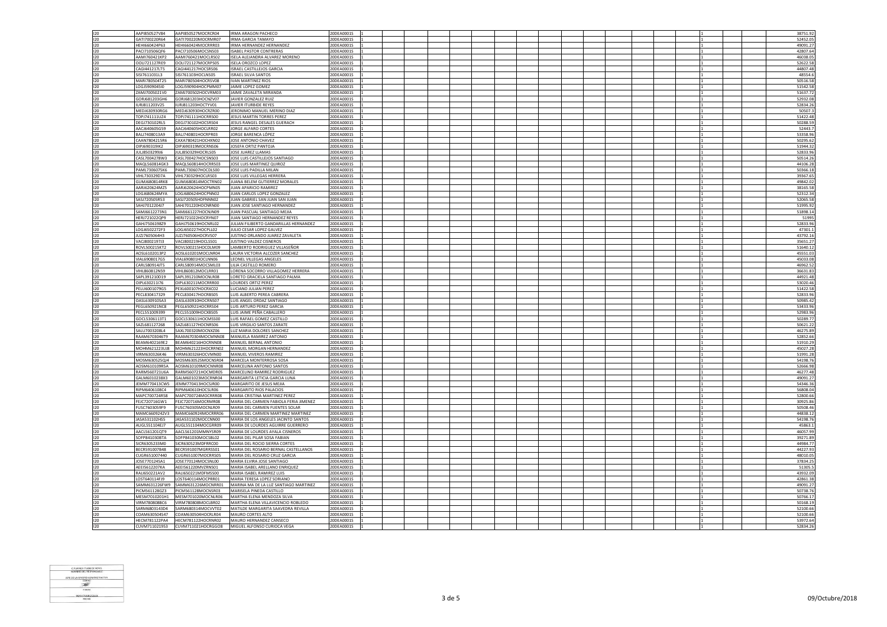| | | | | | | | | | | | | | | | | | | |
|---|---|---|---|---|---|---|---|---|---|---|---|---|---|---|---|---|---|---|
| I20 | AAPI850527V84 | AAPI850527MOCRCR04 | IRMA ARAGON PACHECO | 20DEA0001S | 1 | | | | | | | | | | | 1 | | 38751.92 |
| I20 | GATI700220R64 | GATI700220MOCRMR07 | IRMA GARCIA TAMAYO | 20DEA0001S | 1 | | | | | | | | | | | 1 | | 52452.05 |
| I20 | HEHI660424P63 | HEHI660424MOCRRR03 | IRMA HERNANDEZ HERNANDEZ | 20DEA0001S | 1 | | | | | | | | | | | 1 | | 49091.27 |
| I20 | PACI710506QF6 | PACI710506MOCSNS03 | ISABEL PASTOR CONTRERAS | 20DEA0001S | 1 | | | | | | | | | | | 1 | | 42807.64 |
| I20 | AAMI760421KP2 | AAMI760421MOCLRS02 | ISELA ALEJANDRA ALVAREZ MORENO | 20DEA0001S | 1 | | | | | | | | | | | 1 | | 46038.05 |
| I20 | OOLI721127RE9 | OOLI721127MOCRPS05 | ISELA OROZCO LOPEZ | 20DEA0001S | 1 | | | | | | | | | | | 1 | | 52622.58 |
| I20 | CAGI441217LT5 | CAGI441217HOCSRS06 | ISRAEL CASTILLEJOS GARCIA | 20DEA0001S | 1 | | | | | | | | | | | 1 | | 44807.48 |
| I20 | SISI7611031L3 | SISI761103HOCLNS05 | ISRAEL SILVA SANTOS | 20DEA0001S | 1 | | | | | | | | | | | 1 | | 48554.6 |
| I20 | MARI780504T25 | MARI780504HOCRSV08 | IVAN MARTINEZ RIOS | 20DEA0001S | 1 | | | | | | | | | | | 1 | | 50516.58 |
| I20 | LOGJ590904SI0 | LOGJ590904HOCPMM07 | JAIME LOPEZ GOMEZ | 20DEA0001S | 1 | | | | | | | | | | | 1 | | 51542.58 |
| I20 | ZAMJ700502LV0 | ZAMJ700502HOCVRM03 | JAIME ZAVALETA MIRANDA | 20DEA0001S | 1 | | | | | | | | | | | 1 | | 51637.72 |
| I20 | GORJ681203GH6 | GORJ681203HOCNZV07 | JAVIER GONZALEZ RUIZ | 20DEA0001S | 1 | | | | | | | | | | | 1 | | 52932.08 |
| I20 | IURJ811203V25 | IURJ811203HOCTYV01 | JAVIER ITURBIDE REYES | 20DEA0001S | 1 | | | | | | | | | | | 1 | | 52834.26 |
| I20 | MEDJ630930RG6 | MEDJ630930HOCRZR00 | JERONIMO MANUEL MERINO DIAZ | 20DEA0001S | 1 | | | | | | | | | | | 1 | | 50507.3 |
| I20 | TOPJ741111UZ4 | TOPJ741111HOCRRS00 | JESUS MARTIN TORRES PEREZ | 20DEA0001S | 1 | | | | | | | | | | | 1 | | 51422.48 |
| I20 | DEGJ730102RL5 | DEGJ730102HOCSRS04 | JESUS RANGEL DESALES GUERACH | 20DEA0001S | 1 | | | | | | | | | | | 1 | | 50288.59 |
| I20 | AACJ640605G59 | AACJ640605HOCLRR02 | JORGE ALFARO CORTES | 20DEA0001S | 1 | | | | | | | | | | | 1 | | 52443.7 |
| I20 | BALJ7408013A9 | BALJ740801HOCRPR03 | JORGE BARENCA LÓPEZ | 20DEA0001S | 1 | | | | | | | | | | | 1 | | 53358.96 |
| I20 | CAAN7804215R6 | CAXA780421HOCHXN02 | JOSE ANTONIO CHAVEZ | 20DEA0001S | 1 | | | | | | | | | | | 1 | | 50295.62 |
| I20 | OIPJ690319IK2 | OIPJ690319MOCRNS06 | JOSEFA ORTIZ PANTOJA | 20DEA0001S | 1 | | | | | | | | | | | 1 | | 51944.32 |
| I20 | JULJ8503299I6 | JULJ850329HOCRLS05 | JOSE JUAREZ LLAMAS | 20DEA0001S | 1 | | | | | | | | | | | 1 | | 52833.96 |
| I20 | CASL7004278W3 | CASL700427HOCSNS03 | JOSE LUIS CASTILLEJOS SANTIAGO | 20DEA0001S | 1 | | | | | | | | | | | 1 | | 50514.26 |
| I20 | MAQL560814GK3 | MAQL560814HOCRRS03 | JOSE LUIS MARTINEZ QUIROZ | 20DEA0001S | 1 | | | | | | | | | | | 1 | | 44106.28 |
| I20 | PAML7306075K6 | PAML730607HOCDLS00 | JOSE LUIS PADILLA MILAN | 20DEA0001S | 1 | | | | | | | | | | | 1 | | 50366.18 |
| I20 | VIHL730329D7A | VIHL730329HOCLRS03 | JOSE LUIS VILLEGAS HERRERA | 20DEA0001S | 1 | | | | | | | | | | | 1 | | 39367.65 |
| I20 | GUMJ680814RK8 | GUMJ680814MOCTRN02 | JUANA BELEM GUTIERREZ MORALES | 20DEA0001S | 1 | | | | | | | | | | | 1 | | 49842.02 |
| I20 | AARJ620624MZ5 | AARJ620624HOCPMN05 | JUAN APARICIO RAMIREZ | 20DEA0001S | 1 | | | | | | | | | | | 1 | | 38165.58 |
| I20 | LOGJ680624MYA | LOGJ680624HOCPNN02 | JUAN CARLOS LOPEZ GONZALEZ | 20DEA0001S | 1 | | | | | | | | | | | 1 | | 52312.34 |
| I20 | SASJ720505R53 | SASJ720505HDFNNN02 | JUAN GABRIEL SAN JUAN SAN JUAN | 20DEA0001S | 1 | | | | | | | | | | | 1 | | 52065.58 |
| I20 | SAHJ701220417 | SAHJ701220HOCNRN00 | JUAN JOSE SANTIAGO HERNANDEZ | 20DEA0001S | 1 | | | | | | | | | | | 1 | | 51995.92 |
| I20 | SAMJ6612273N1 | SAMJ661227HOCNJN09 | JUAN PASCUAL SANTIAGO MEJIA | 20DEA0001S | 1 | | | | | | | | | | | 1 | | 51898.14 |
| I20 | HERJ721022QP9 | HERJ721022HOCRYN07 | JUAN SANTIAGO HERNANDEZ REYES | 20DEA0001S | 1 | | | | | | | | | | | 1 | | 51995 |
| I20 | GAHJ750619BZ9 | GAHJ750619HOCNRL02 | JULIAN FILIBERTO GANDARILLAS HERNANDEZ | 20DEA0001S | 1 | | | | | | | | | | | 1 | | 52833.96 |
| I20 | LOGJ650227ZF3 | LOGJ650227HOCPLL02 | JULIO CESAR LOPEZ GALVEZ | 20DEA0001S | 1 | | | | | | | | | | | 1 | | 47301.1 |
| I20 | JUZJ7605064H3 | JUZJ760506HOCRVS07 | JUSTINO ORLANDO JUAREZ ZAVALETA | 20DEA0001S | 1 | | | | | | | | | | | 1 | | 43792.16 |
| I20 | VACJ800219713 | VACJ800219HOCLSS01 | JUSTINO VALDEZ CISNEROS | 20DEA0001S | 1 | | | | | | | | | | | 1 | | 35651.27 |
| I20 | ROVL500215KT2 | ROVL500215HOCDLM09 | LAMBERTO RODRIGUEZ VILLASEÑOR | 20DEA0001S | 1 | | | | | | | | | | | 1 | | 51640.12 |
| I20 | AOSL6102013P2 | AOSL610201MOCLNR04 | LAURA VICTORIA ALCOZER SANCHEZ | 20DEA0001S | 1 | | | | | | | | | | | 1 | | 45551.03 |
| I20 | VIAL6908017G5 | VIAL690801HOCLNN06 | LEONEL VILLEGAS ANGELES | 20DEA0001S | 1 | | | | | | | | | | | 1 | | 45033.08 |
| I20 | CARL580914IT5 | CARL580914MOCSML03 | LILIA CASTILLO ROMERO | 20DEA0001S | 1 | | | | | | | | | | | 1 | | 46962.52 |
| I20 | VIHL860812N59 | VIHL860812MOCLRR01 | LORENA SOCORRO VILLAGOMEZ HERRERA | 20DEA0001S | 1 | | | | | | | | | | | 1 | | 36631.83 |
| I20 | SAPL391210D19 | SAPL391210MOCNLR08 | LORETO GRACIELA SANTIAGO PALMA | 20DEA0001S | 1 | | | | | | | | | | | 1 | | 44921.48 |
| I20 | OIPL630211I76 | OIPL630211MOCRRR00 | LOURDES ORTIZ PEREZ | 20DEA0001S | 1 | | | | | | | | | | | 1 | | 53020.46 |
| I20 | PELU6001079G5 | PEXL600107HOCRXC02 | LUCIANO JULIAN PEREZ | 20DEA0001S | 1 | | | | | | | | | | | 1 | | 51422.58 |
| I20 | PECL830417329 | PECL830417HOCRBS05 | LUIS ALBERTO PEREA CABRERA | 20DEA0001S | 1 | | | | | | | | | | | 1 | | 52833.96 |
| I20 | OASL6309105A3 | OASL630910HOCRNS07 | LUIS ANGEL ORDAZ SANTIAGO | 20DEA0001S | 1 | | | | | | | | | | | 1 | | 50985.42 |
| I20 | PEGL650921NC8 | PEGL650921HOCRRS04 | LUIS ARTURO PEREZ GARCIA | 20DEA0001S | 1 | | | | | | | | | | | 1 | | 53433.96 |
| I20 | PECL551009399 | PECL551009HOCXBS05 | LUIS JAIME PEÑA CABALLERO | 20DEA0001S | 1 | | | | | | | | | | | 1 | | 52983.96 |
| I20 | GOCL5306113T1 | GOCL530611HOCMSS00 | LUIS RAFAEL GOMEZ CASTILLO | 20DEA0001S | 1 | | | | | | | | | | | 1 | | 50289.77 |
| I20 | SAZL681127268 | SAZL681127HOCNRS06 | LUIS VIRGILIO SANTOS ZARATE | 20DEA0001S | 1 | | | | | | | | | | | 1 | | 50621.22 |
| I20 | SALU7003208L4 | SAXL700320MOCNXZ06 | LUZ MARIA DOLORES SANCHEZ | 20DEA0001S | 1 | | | | | | | | | | | 1 | | 46275.89 |
| I20 | RAAM6703046T9 | RAAM670304MOCMNN08 | MANUELA RAMIREZ ANTONIO | 20DEA0001S | 1 | | | | | | | | | | | 1 | | 52852.66 |
| I20 | BEAM6402169E2 | BEAM640216HOCRNN08 | MANUEL BERNAL ANTONIO | 20DEA0001S | 1 | | | | | | | | | | | 1 | | 51910.29 |
| I20 | MOHM621223UJ8 | MOHM621223HOCRRN02 | MANUEL MORGAN HERNANDEZ | 20DEA0001S | 1 | | | | | | | | | | | 1 | | 45027.28 |
| I20 | VIRM630326K46 | VIRM630326HOCVMN00 | MANUEL VIVEROS RAMIREZ | 20DEA0001S | 1 | | | | | | | | | | | 1 | | 51991.28 |
| I20 | MOSM630525QJ4 | MOSM630525MOCNSR04 | MARCELA MONTERROSA SOSA | 20DEA0001S | 1 | | | | | | | | | | | 1 | | 54198.76 |
| I20 | AOSM610109R5A | AOSM610109MOCNNR08 | MARCELINA ANTONIO SANTOS | 20DEA0001S | 1 | | | | | | | | | | | 1 | | 52666.98 |
| I20 | RARM560721U6A | RARM560721HOCMDR05 | MARCELINO RAMIREZ RODRIGUEZ | 20DEA0001S | 1 | | | | | | | | | | | 1 | | 46277.48 |
| I20 | GALM6010238X3 | GALM601023MOCRNR04 | MARGARITA LETICIA GARCIA LUNA | 20DEA0001S | 1 | | | | | | | | | | | 1 | | 49091.27 |
| I20 | JEMM770413CW5 | JEMM770413HOCSJR00 | MARGARITO DE JESUS MEJIA | 20DEA0001S | 1 | | | | | | | | | | | 1 | | 54346.36 |
| I20 | RIPM6406108C4 | RIPM640610HOCSLR06 | MARGARITO RIOS PALACIOS | 20DEA0001S | 1 | | | | | | | | | | | 1 | | 56808.04 |
| I20 | MAPC700724RS8 | MAPC700724MOCRRR08 | MARIA CRISTINA MARTINEZ PEREZ | 20DEA0001S | 1 | | | | | | | | | | | 1 | | 52800.66 |
| I20 | FEJC720716GW1 | FEJC720716MOCRMR08 | MARIA DEL CARMEN FABIOLA FERIA JIMENEZ | 20DEA0001S | 1 | | | | | | | | | | | 1 | | 30925.86 |
| I20 | FUSC7603059F9 | FUSC760305MOCNLR09 | MARIA DEL CARMEN FUENTES SOLAR | 20DEA0001S | 1 | | | | | | | | | | | 1 | | 50508.46 |
| I20 | MAMC6609242V3 | MAMC660924MOCRRR06 | MARIA DEL CARMEN MARTINEZ MARTINEZ | 20DEA0001S | 1 | | | | | | | | | | | 1 | | 44838.17 |
| I20 | JASA531102HS5 | JASA531102MOCCNN00 | MARIA DE LOS ANGELES JACINTO SANTOS | 20DEA0001S | 1 | | | | | | | | | | | 1 | | 54198.76 |
| I20 | AUGL551104EJ7 | AUGL551104MOCGRR09 | MARIA DE LOURDES AGUIRRE GUERRERO | 20DEA0001S | 1 | | | | | | | | | | | 1 | | 45863.1 |
| I20 | AACL561201QT9 | AACL561201MMNYSR09 | MARIA DE LOURDES AYALA CISNEROS | 20DEA0001S | 1 | | | | | | | | | | | 1 | | 46057.99 |
| I20 | SOFP841030BTA | SOFP841030MOCSBL02 | MARIA DEL PILAR SOSA FABIAN | 20DEA0001S | 1 | | | | | | | | | | | 1 | | 39271.89 |
| I20 | SICR6305233M0 | SICR630523MDFRRC00 | MARIA DEL ROCIO SIERRA CORTES | 20DEA0001S | 1 | | | | | | | | | | | 1 | | 44984.77 |
| I20 | BECR591007B48 | BECR591007MGRRSS01 | MARIA DEL ROSARIO BERNAL CASTELLANOS | 20DEA0001S | 1 | | | | | | | | | | | 1 | | 44227.93 |
| I20 | CUGR651007440 | CUGR651007MOCRRS05 | MARIA DEL ROSARIO CRUZ GARCIA | 20DEA0001S | 1 | | | | | | | | | | | 1 | | 48010.05 |
| I20 | JOSE770124SA1 | JOSE770124MOCSNL00 | MARIA ELVIRA JOSE SANTIAGO | 20DEA0001S | 1 | | | | | | | | | | | 1 | | 37834.25 |
| I20 | AEEI5612207KA | AEEI561220MVZRNS01 | MARIA ISABEL ARELLANO ENRIQUEZ | 20DEA0001S | 1 | | | | | | | | | | | 1 | | 51305.5 |
| I20 | RALI650221AV2 | RALI650221MDFMSS00 | MARIA ISABEL RAMIREZ LUIS | 20DEA0001S | 1 | | | | | | | | | | | 1 | | 43932.09 |
| I20 | LOST640114FJ9 | LOST640114MOCPRR01 | MARIA TERESA LOPEZ SORIANO | 20DEA0001S | 1 | | | | | | | | | | | 1 | | 42861.38 |
| I20 | SAMM631226FW9 | SAMM631226MOCNRR01 | MARINA MA DE LA LUZ SANTIAGO MARTINEZ | 20DEA0001S | 1 | | | | | | | | | | | 1 | | 49091.27 |
| I20 | PICM561128GZ3 | PICM561128MOCNSR03 | MARISELA PINEDA CASTILLO | 20DEA0001S | 1 | | | | | | | | | | | 1 | | 50738.76 |
| I20 | MESM7010201H1 | MESM701020MOCNLR06 | MARTHA ELENA MENDOZA SILVA | 20DEA0001S | 1 | | | | | | | | | | | 1 | | 50766.17 |
| I20 | VIRM780808BC6 | VIRM780808MOCLBR02 | MARTHA ELENA VILLAVICENCIO ROBLEDO | 20DEA0001S | 1 | | | | | | | | | | | 1 | | 50168.19 |
| I20 | SARM6803143D4 | SARM680314MOCVVT02 | MATILDE MARGARITA SAAVEDRA REVILLA | 20DEA0001S | 1 | | | | | | | | | | | 1 | | 52100.66 |
| I20 | COAM630504S47 | COAM630504HOCRLR04 | MAURO CORTES ALTO | 20DEA0001S | 1 | | | | | | | | | | | 1 | | 52100.66 |
| I20 | HECM781122PA4 | HECM781122HOCRNR02 | MAURO HERNANDEZ CANSECO | 20DEA0001S | 1 | | | | | | | | | | | 1 | | 53972.64 |
| I20 | CUVM711021953 | CUVM711021HOCRGG08 | MIGUEL ALFONSO CURIOCA VEGA | 20DEA0001S | 1 | | | | | | | | | | | 1 | | 52834.26 |

09/Octubre/2018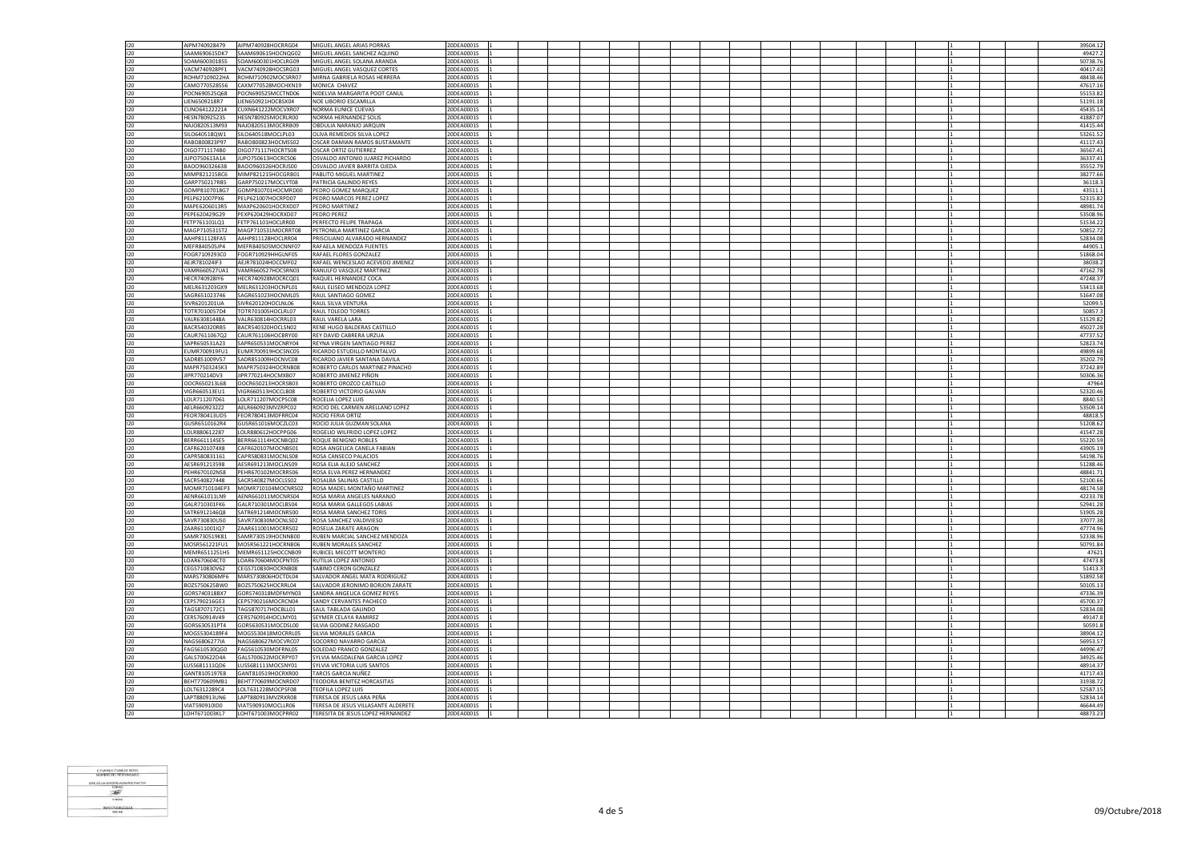| | | | | | | | | | | | | | | | | | |
|---|---|---|---|---|---|---|---|---|---|---|---|---|---|---|---|---|---|
| I20 | AIPM740928479 | AIPM740928HOCRRG04 | MIGUEL ANGEL ARIAS PORRAS | 20DEA0001S | 1 | | | | | | | | | | 1 | | 39504.12 |
| I20 | SAAM690615DK7 | SAAM690615HOCNQG02 | MIGUEL ANGEL SANCHEZ AQUINO | 20DEA0001S | 1 | | | | | | | | | | 1 | | 49427.2 |
| I20 | SOAM6003018S5 | SOAM600301HOCLRG09 | MIGUEL ANGEL SOLANA ARANDA | 20DEA0001S | 1 | | | | | | | | | | 1 | | 50738.76 |
| I20 | VACM740928PF1 | VACM740928HOCSRG03 | MIGUEL ANGEL VASQUEZ CORTES | 20DEA0001S | 1 | | | | | | | | | | 1 | | 40417.43 |
| I20 | ROHM7109022HA | ROHM710902MOCSRR07 | MIRNA GABRIELA ROSAS HERRERA | 20DEA0001S | 1 | | | | | | | | | | 1 | | 48438.46 |
| I20 | CAMO770528556 | CAXM770528MOCHXN19 | MONICA CHAVEZ | 20DEA0001S | 1 | | | | | | | | | | 1 | | 47617.16 |
| I20 | POCN690525Q68 | POCN690525MCCTND06 | NIDELVIA MARGARITA POOT CANUL | 20DEA0001S | 1 | | | | | | | | | | 1 | | 55153.82 |
| I20 | LIEN6509218R7 | LIEN650921HOCBSX04 | NOE LIBORIO ESCAMILLA | 20DEA0001S | 1 | | | | | | | | | | 1 | | 51191.18 |
| I20 | CUNO641222214 | CUXN641222MOCVXR07 | NORMA EUNICE CUEVAS | 20DEA0001S | 1 | | | | | | | | | | 1 | | 45435.14 |
| I20 | HESN780925235 | HESN780925MOCRLR00 | NORMA HERNANDEZ SOLIS | 20DEA0001S | 1 | | | | | | | | | | 1 | | 41887.07 |
| I20 | NAJO820513M93 | NAJO820513MOCRRB09 | OBDULIA NARANJO JARQUIN | 20DEA0001S | 1 | | | | | | | | | | 1 | | 41415.44 |
| I20 | SILO640518QW1 | SILO640518MOCLPL03 | OLIVA REMEDIOS SILVA LOPEZ | 20DEA0001S | 1 | | | | | | | | | | 1 | | 53261.52 |
| I20 | RABO800823P97 | RABO800823HOCMSS02 | OSCAR DAMIAN RAMOS BUSTAMANTE | 20DEA0001S | 1 | | | | | | | | | | 1 | | 41117.43 |
| I20 | OIGO7711174B0 | OIGO771117HOCRTS08 | OSCAR ORTIZ GUTIERREZ | 20DEA0001S | 1 | | | | | | | | | | 1 | | 36567.41 |
| I20 | JUPO750613A1A | JUPO750613HOCRCS06 | OSVALDO ANTONIO JUAREZ PICHARDO | 20DEA0001S | 1 | | | | | | | | | | 1 | | 36337.41 |
| I20 | BAOO960326638 | BAOO960326HOCRJS00 | OSVALDO JAVIER BARRITA OJEDA | 20DEA0001S | 1 | | | | | | | | | | 1 | | 35552.79 |
| I20 | MIMP821215BC6 | MIMP821215HOCGRB01 | PABLITO MIGUEL MARTINEZ | 20DEA0001S | 1 | | | | | | | | | | 1 | | 38277.66 |
| I20 | GARP750217RB5 | GARP750217MOCLYT08 | PATRICIA GALINDO REYES | 20DEA0001S | 1 | | | | | | | | | | 1 | | 36118.3 |
| I20 | GOMP8107018G7 | GOMP810701HOCMRD00 | PEDRO GOMEZ MARQUEZ | 20DEA0001S | 1 | | | | | | | | | | 1 | | 43511.1 |
| I20 | PELP621007PX6 | PELP621007HOCRPD07 | PEDRO MARCOS PEREZ LOPEZ | 20DEA0001S | 1 | | | | | | | | | | 1 | | 52315.82 |
| I20 | MAPE6206013R5 | MAXP620601HOCRXD07 | PEDRO MARTINEZ | 20DEA0001S | 1 | | | | | | | | | | 1 | | 48981.74 |
| I20 | PEPE620429G29 | PEXP620429HOCRXD07 | PEDRO PEREZ | 20DEA0001S | 1 | | | | | | | | | | 1 | | 53508.96 |
| I20 | FETP761101LQ1 | FETP761101HOCLRR00 | PERFECTO FELIPE TRAPAGA | 20DEA0001S | 1 | | | | | | | | | | 1 | | 51534.22 |
| I20 | MAGP710531ST2 | MAGP710531MOCRRT08 | PETRONILA MARTINEZ GARCIA | 20DEA0001S | 1 | | | | | | | | | | 1 | | 50852.72 |
| I20 | AAHP811128FA5 | AAHP811128HOCLRR04 | PRISCILIANO ALVARADO HERNANDEZ | 20DEA0001S | 1 | | | | | | | | | | 1 | | 52834.08 |
| I20 | MEFR840505JP4 | MEFR840505MOCNNF07 | RAFAELA MENDOZA FUENTES | 20DEA0001S | 1 | | | | | | | | | | 1 | | 44905.1 |
| I20 | FOGR7109293C0 | FOGR710929HHGLNF05 | RAFAEL FLORES GONZALEZ | 20DEA0001S | 1 | | | | | | | | | | 1 | | 51868.04 |
| I20 | AEJR781024IF3 | AEJR781024HOCCMF02 | RAFAEL WENCESLAO ACEVEDO JIMENEZ | 20DEA0001S | 1 | | | | | | | | | | 1 | | 38038.2 |
| I20 | VAMR660527UA1 | VAMR660527HOCSRN03 | RANULFO VASQUEZ MARTINEZ | 20DEA0001S | 1 | | | | | | | | | | 1 | | 47162.78 |
| I20 | HECR740928IY6 | HECR740928MOCRCQ01 | RAQUEL HERNANDEZ COCA | 20DEA0001S | 1 | | | | | | | | | | 1 | | 47248.37 |
| I20 | MELR631203GX9 | MELR631203HOCNPL01 | RAUL ELISEO MENDOZA LOPEZ | 20DEA0001S | 1 | | | | | | | | | | 1 | | 53413.68 |
| I20 | SAGR651023746 | SAGR651023HOCNML05 | RAUL SANTIAGO GOMEZ | 20DEA0001S | 1 | | | | | | | | | | 1 | | 51647.08 |
| I20 | SIVR6201201UA | SIVR620120HOCLNL06 | RAUL SILVA VENTURA | 20DEA0001S | 1 | | | | | | | | | | 1 | | 52099.5 |
| I20 | TOTR7010057D4 | TOTR701005HOCLRL07 | RAUL TOLEDO TORRES | 20DEA0001S | 1 | | | | | | | | | | 1 | | 50857.3 |
| I20 | VALR63081448A | VALR630814HOCRRL03 | RAUL VARELA LARA | 20DEA0001S | 1 | | | | | | | | | | 1 | | 51529.82 |
| I20 | BACR540320RB5 | BACR540320HOCLSN02 | RENE HUGO BALDERAS CASTILLO | 20DEA0001S | 1 | | | | | | | | | | 1 | | 45027.28 |
| I20 | CAUR761106TQ2 | CAUR761106HOCBRY00 | REY DAVID CABRERA URZUA | 20DEA0001S | 1 | | | | | | | | | | 1 | | 47737.52 |
| I20 | SAPR650531A23 | SAPR650531MOCNRY04 | REYNA VIRGEN SANTIAGO PEREZ | 20DEA0001S | 1 | | | | | | | | | | 1 | | 52823.74 |
| I20 | EUMR700919FU1 | EUMR700919HOCSNC05 | RICARDO ESTUDILLO MONTALVO | 20DEA0001S | 1 | | | | | | | | | | 1 | | 49899.68 |
| I20 | SADR851009VS7 | SADR851009HOCNVC08 | RICARDO JAVIER SANTANA DAVILA | 20DEA0001S | 1 | | | | | | | | | | 1 | | 35202.79 |
| I20 | MAPR750324SK3 | MAPR750324HOCRNB08 | ROBERTO CARLOS MARTINEZ PINACHO | 20DEA0001S | 1 | | | | | | | | | | 1 | | 37242.89 |
| I20 | JIPR770214DV3 | JIPR770214HOCMXB07 | ROBERTO JIMENEZ PIÑON | 20DEA0001S | 1 | | | | | | | | | | 1 | | 50306.36 |
| I20 | OOCR650213L68 | OOCR650213HOCRSB03 | ROBERTO OROZCO CASTILLO | 20DEA0001S | 1 | | | | | | | | | | 1 | | 47964 |
| I20 | VIGR660513EU1 | VIGR660513HOCCLB08 | ROBERTO VICTORIO GALVAN | 20DEA0001S | 1 | | | | | | | | | | 1 | | 52320.46 |
| I20 | LOLR711207D61 | LOLR711207MOCPSC08 | ROCELIA LOPEZ LUIS | 20DEA0001S | 1 | | | | | | | | | | 1 | | 8840.53 |
| I20 | AELR6609232Z2 | AELR660923MVZRPC02 | ROCIO DEL CARMEN ARELLANO LOPEZ | 20DEA0001S | 1 | | | | | | | | | | 1 | | 53509.14 |
| I20 | FEOR780413UD5 | FEOR780413MDFRRC04 | ROCIO FERIA ORTIZ | 20DEA0001S | 1 | | | | | | | | | | 1 | | 48818.5 |
| I20 | GUSR6510162R4 | GUSR651016MOCZLC03 | ROCIO JULIA GUZMAN SOLANA | 20DEA0001S | 1 | | | | | | | | | | 1 | | 51208.62 |
| I20 | LOLR880612287 | LOLR880612HOCPPG06 | ROGELIO WILFRIDO LOPEZ LOPEZ | 20DEA0001S | 1 | | | | | | | | | | 1 | | 41547.28 |
| I20 | BERR661114SE5 | BERR661114HOCNBQ02 | ROQUE BENIGNO ROBLES | 20DEA0001S | 1 | | | | | | | | | | 1 | | 55220.59 |
| I20 | CAFR6201074X8 | CAFR620107MOCNBS01 | ROSA ANGELICA CANELA FABIAN | 20DEA0001S | 1 | | | | | | | | | | 1 | | 43905.19 |
| I20 | CAPR580831161 | CAPR580831MOCNLS08 | ROSA CANSECO PALACIOS | 20DEA0001S | 1 | | | | | | | | | | 1 | | 54198.76 |
| I20 | AESR691213598 | AESR691213MOCLNS09 | ROSA ELIA ALEJO SANCHEZ | 20DEA0001S | 1 | | | | | | | | | | 1 | | 51288.46 |
| I20 | PEHR670102NS8 | PEHR670102MOCRRS06 | ROSA ELVA PEREZ HERNANDEZ | 20DEA0001S | 1 | | | | | | | | | | 1 | | 48841.71 |
| I20 | SACR540827448 | SACR540827MOCLSS02 | ROSALBA SALINAS CASTILLO | 20DEA0001S | 1 | | | | | | | | | | 1 | | 52100.66 |
| I20 | MOMR710104EP3 | MOMR710104MOCNRS02 | ROSA MADEL MONTAÑO MARTINEZ | 20DEA0001S | 1 | | | | | | | | | | 1 | | 48174.58 |
| I20 | AENR661011LM9 | AENR661011MOCNRS04 | ROSA MARIA ANGELES NARANJO | 20DEA0001S | 1 | | | | | | | | | | 1 | | 42233.78 |
| I20 | GALR710301FK6 | GALR710301MOCLBS04 | ROSA MARIA GALLEGOS LABIAS | 20DEA0001S | 1 | | | | | | | | | | 1 | | 52941.28 |
| I20 | SATR6912146Q8 | SATR691214MOCNRS00 | ROSA MARIA SANCHEZ TORIS | 20DEA0001S | 1 | | | | | | | | | | 1 | | 51905.28 |
| I20 | SAVR730830US0 | SAVR730830MOCNLS02 | ROSA SANCHEZ VALDIVIESO | 20DEA0001S | 1 | | | | | | | | | | 1 | | 37077.38 |
| I20 | ZAAR611001IQ7 | ZAAR611001MOCRRS02 | ROSELIA ZARATE ARAGON | 20DEA0001S | 1 | | | | | | | | | | 1 | | 47774.96 |
| I20 | SAMR730519K81 | SAMR730519HOCNNB00 | RUBEN MARCIAL SANCHEZ MENDOZA | 20DEA0001S | 1 | | | | | | | | | | 1 | | 52338.96 |
| I20 | MOSR561221FU1 | MOSR561221HOCRNB06 | RUBEN MORALES SANCHEZ | 20DEA0001S | 1 | | | | | | | | | | 1 | | 50791.84 |
| I20 | MEMR6511251H5 | MEMR651125HOCCNB09 | RUBICEL MECOTT MONTERO | 20DEA0001S | 1 | | | | | | | | | | 1 | | 47621 |
| I20 | LOAR670604CT0 | LOAR670604MOCPNT05 | RUTILIA LOPEZ ANTONIO | 20DEA0001S | 1 | | | | | | | | | | 1 | | 47473.8 |
| I20 | CEGS710830V62 | CEGS710830HOCRNB08 | SABINO CERON GONZALEZ | 20DEA0001S | 1 | | | | | | | | | | 1 | | 51413.3 |
| I20 | MARS730806MF6 | MARS730806HOCTDL04 | SALVADOR ANGEL MATA RODRIGUEZ | 20DEA0001S | 1 | | | | | | | | | | 1 | | 51892.58 |
| I20 | BOZS750625BW0 | BOZS750625HOCRRL04 | SALVADOR JERONIMO BORJON ZARATE | 20DEA0001S | 1 | | | | | | | | | | 1 | | 50105.13 |
| I20 | GORS740318BX7 | GORS740318MDFMYN03 | SANDRA ANGELICA GOMEZ REYES | 20DEA0001S | 1 | | | | | | | | | | 1 | | 47336.39 |
| I20 | CEPS790216GE3 | CEPS790216MOCRCN04 | SANDY CERVANTES PACHECO | 20DEA0001S | 1 | | | | | | | | | | 1 | | 45700.37 |
| I20 | TAGS8707172C1 | TAGS870717HOCBLL01 | SAUL TABLADA GALINDO | 20DEA0001S | 1 | | | | | | | | | | 1 | | 52834.08 |
| I20 | CERS760914V49 | CERS760914HOCLMY01 | SEYMER CELAYA RAMIREZ | 20DEA0001S | 1 | | | | | | | | | | 1 | | 49147.8 |
| I20 | GORS630531PT4 | GORS630531MOCDSL00 | SILVIA GODINEZ RASGADO | 20DEA0001S | 1 | | | | | | | | | | 1 | | 50591.8 |
| I20 | MOGS5304189F4 | MOGS530418MOCRRL05 | SILVIA MORALES GARCIA | 20DEA0001S | 1 | | | | | | | | | | 1 | | 38904.12 |
| I20 | NAGS6806277IA | NAGS680627MOCVRC07 | SOCORRO NAVARRO GARCIA | 20DEA0001S | 1 | | | | | | | | | | 1 | | 56953.57 |
| I20 | FAGS610530QG0 | FAGS610530MDFRNL05 | SOLEDAD FRANCO GONZALEZ | 20DEA0001S | 1 | | | | | | | | | | 1 | | 44996.47 |
| I20 | GALS700622D4A | GALS700622MOCRPY07 | SYLVIA MAGDALENA GARCIA LOPEZ | 20DEA0001S | 1 | | | | | | | | | | 1 | | 34925.46 |
| I20 | LUSS681111QD6 | LUSS681111MOCSNY01 | SYLVIA VICTORIA LUIS SANTOS | 20DEA0001S | 1 | | | | | | | | | | 1 | | 48914.37 |
| I20 | GANT8105197E8 | GANT810519HOCRXR00 | TARCIS GARCIA NUÑEZ | 20DEA0001S | 1 | | | | | | | | | | 1 | | 41717.43 |
| I20 | BEHT770609MB1 | BEHT770609MOCNRD07 | TEODORA BENITEZ HORCASITAS | 20DEA0001S | 1 | | | | | | | | | | 1 | | 31938.72 |
| I20 | LOLT6312289C4 | LOLT631228MOCPSF08 | TEOFILA LOPEZ LUIS | 20DEA0001S | 1 | | | | | | | | | | 1 | | 52587.15 |
| I20 | LAPT880913UN6 | LAPT880913MVZRXR08 | TERESA DE JESUS LARA PEÑA | 20DEA0001S | 1 | | | | | | | | | | 1 | | 52834.14 |
| I20 | VIAT590910ID0 | VIATS90910MOCLLR06 | TERESA DE JESUS VILLASANTE ALDERETE | 20DEA0001S | 1 | | | | | | | | | | 1 | | 46644.49 |
| I20 | LOHT671003KL7 | LOHT671003MOCPRR02 | TERESITA DE JESUS LOPEZ HERNANDEZ | 20DEA0001S | 1 | | | | | | | | | | 1 | | 48873.23 |

09/Octubre/2018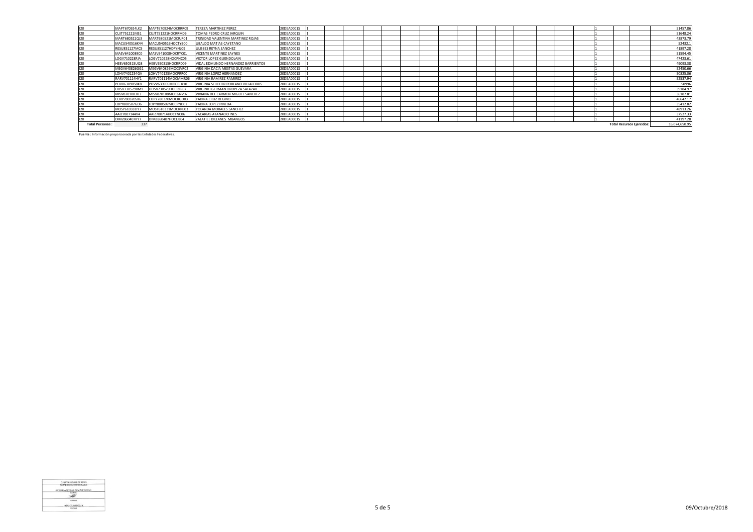| | | | | | | | | | | | | | | | | | | | | | | | |
|---|---|---|---|---|---|---|---|---|---|---|---|---|---|---|---|---|---|---|---|---|---|---|---|
| I20 | MAPT670924LK2 | MAPT670924MOCRRR09 | TEREZA MARTINEZ PEREZ | 20DEA0001S | 1 | | | | | | | | | | | | | | | 1 | | | 51457.86 |
| I20 | CUJT751221MS1 | CUJT751221HOCRRM06 | TOMAS PEDRO CRUZ JARQUIN | 20DEA0001S | 1 | | | | | | | | | | | | | | | 1 | | | 51648.24 |
| I20 | MART680521QJ3 | MART680521MOCRJR01 | TRINIDAD VALENTINA MARTINEZ ROJAS | 20DEA0001S | 1 | | | | | | | | | | | | | | | 1 | | | 43873.79 |
| I20 | MACU540516K44 | MACU540516HOCTYB00 | UBALDO MATIAS CAYETANO | 20DEA0001S | 1 | | | | | | | | | | | | | | | 1 | | | 52432.1 |
| I20 | RESU851127MC5 | RESU851127HDFYNL09 | ULISES REYNA SANCHEZ | 20DEA0001S | 1 | | | | | | | | | | | | | | | 1 | | | 41897.28 |
| I20 | MASV6410089C0 | MASV641008HOCRYC01 | VICENTE MARTINEZ SAYNES | 20DEA0001S | 1 | | | | | | | | | | | | | | | 1 | | | 51594.45 |
| I20 | LOGV710228FJA | LOGV710228HOCPNC05 | VICTOR LOPEZ GUENDOLAIN | 20DEA0001S | 1 | | | | | | | | | | | | | | | 1 | | | 47423.61 |
| I20 | HEBV650315UQ8 | HEBV650315HOCRRD09 | VIDAL EDMUNDO HERNANDEZ BARRIENTOS | 20DEA0001S | 1 | | | | | | | | | | | | | | | 1 | | | 49093.38 |
| I20 | MEGV640826GG1 | MEGV640826MOCSVR02 | VIRGINIA DACIA MESTAS GUEVARA | 20DEA0001S | 1 | | | | | | | | | | | | | | | 1 | | | 52450.66 |
| I20 | LOHV7401254GA | LOHV740125MOCPRR00 | VIRGINIA LOPEZ HERNANDEZ | 20DEA0001S | 1 | | | | | | | | | | | | | | | 1 | | | 50825.06 |
| I20 | RARV701114HY1 | RARV701114MOCMMR06 | VIRGINIA RAMIREZ RAMIREZ | 20DEA0001S | 1 | | | | | | | | | | | | | | | 1 | | | 52537.94 |
| I20 | POVV6309058X8 | POVV630905MOCBLR10 | VIRGINIA SELIFLOR POBLANO VILLALOBOS | 20DEA0001S | 1 | | | | | | | | | | | | | | | 1 | | | 50996 |
| I20 | OOSV7305298M1 | OOSV730529HOCRLR07 | VIRGINIO GERMAN OROPEZA SALAZAR | 20DEA0001S | 1 | | | | | | | | | | | | | | | 1 | | | 39184.97 |
| I20 | MISV8701083H3 | MISV870108MOCGNV07 | VIVIANA DEL CARMEN MIGUEL SANCHEZ | 20DEA0001S | 1 | | | | | | | | | | | | | | | 1 | | | 36187.81 |
| I20 | CURY780320SK6 | CURY780320MOCRGD03 | YADIRA CRUZ REGINO | 20DEA0001S | 1 | | | | | | | | | | | | | | | 1 | | | 46642.17 |
| I20 | LOPY800507GD6 | LOPY800507MOCPND02 | YADIRA LOPEZ PINEDA | 20DEA0001S | 1 | | | | | | | | | | | | | | | 1 | | | 35412.82 |
| I20 | MOSY610331IY7 | MOSY610331MOCRNL03 | YOLANDA MORALES SANCHEZ | 20DEA0001S | 1 | | | | | | | | | | | | | | | 1 | | | 48913.26 |
| I20 | AAIZ7807144V4 | AAIZ780714HOCTNC06 | ZACARIAS ATANACIO INES | 20DEA0001S | 1 | | | | | | | | | | | | | | | 1 | | | 37527.33 |
| I20 | DIMZ860407RY7 | DIMZ860407HOCLJL04 | ZALATIEL DILLANES MIJANGOS | 20DEA0001S | 1 | | | | | | | | | | | | | | | 1 | | | 41197.28 |
| **Total Personas :** | 337 | | | | | | | | | | | | | | | | | | | | **Total Recursos Ejercidos:** | | 16,074,650.95 |

**Fuente :** Información proporcionada por las Entidades Federativas.

C.P. JAVIER ITURBIDE ROYO
NOMBRE DEL RESPONSABLE

JEFE DE LA UNIDAD ADMINISTRATIVA
CARGO

FIRMA

09/OCTUBRE/2018
FECHA